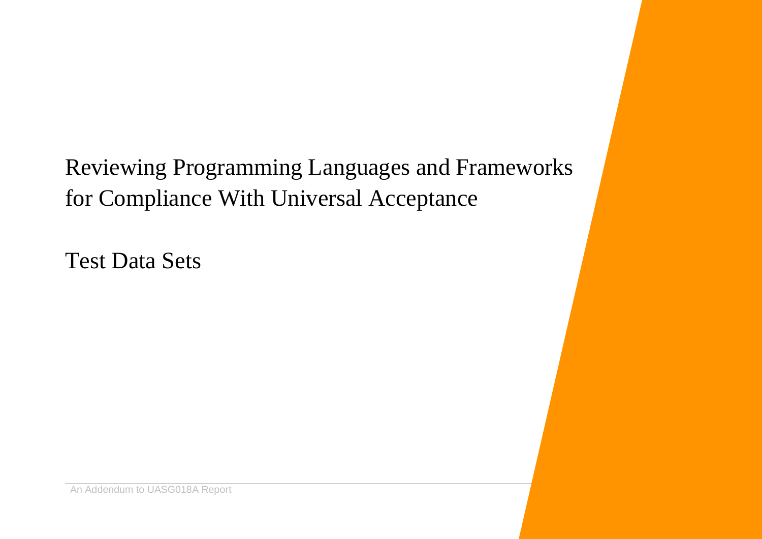# Reviewing Programming Languages and Frameworks for Compliance With Universal Acceptance

## Test Data Sets

An Addendum to UASG018A Report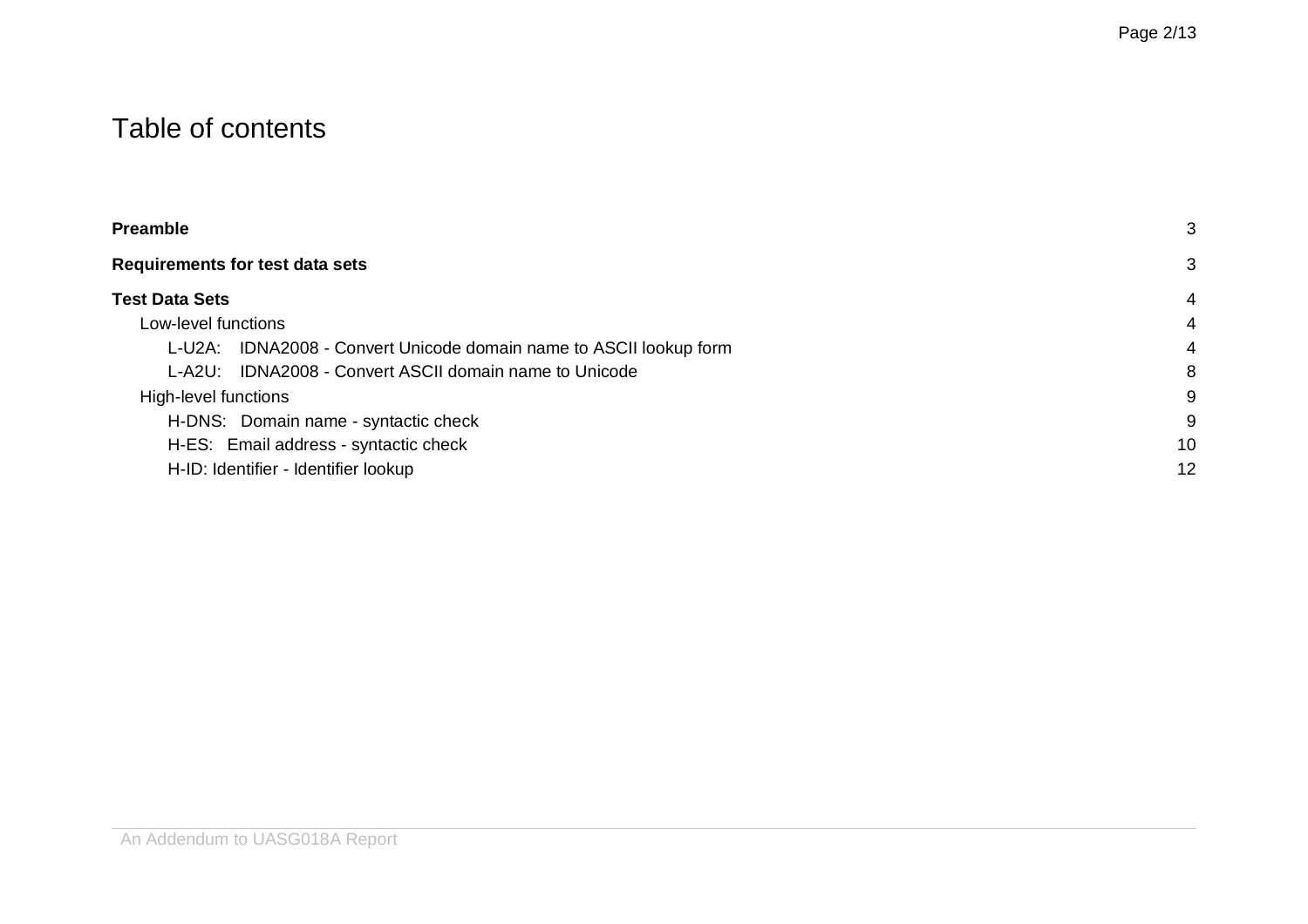# Table of contents

**Preamble** 3

**Requirements for test data sets** 3

**Test Data Sets** 4

- Low-level functions 4
  - L-U2A: IDNA2008 - Convert Unicode domain name to ASCII lookup form 4
  - L-A2U: IDNA2008 - Convert ASCII domain name to Unicode 8
- High-level functions 9
  - H-DNS: Domain name - syntactic check 9
  - H-ES: Email address - syntactic check 10
  - H-ID: Identifier - Identifier lookup 12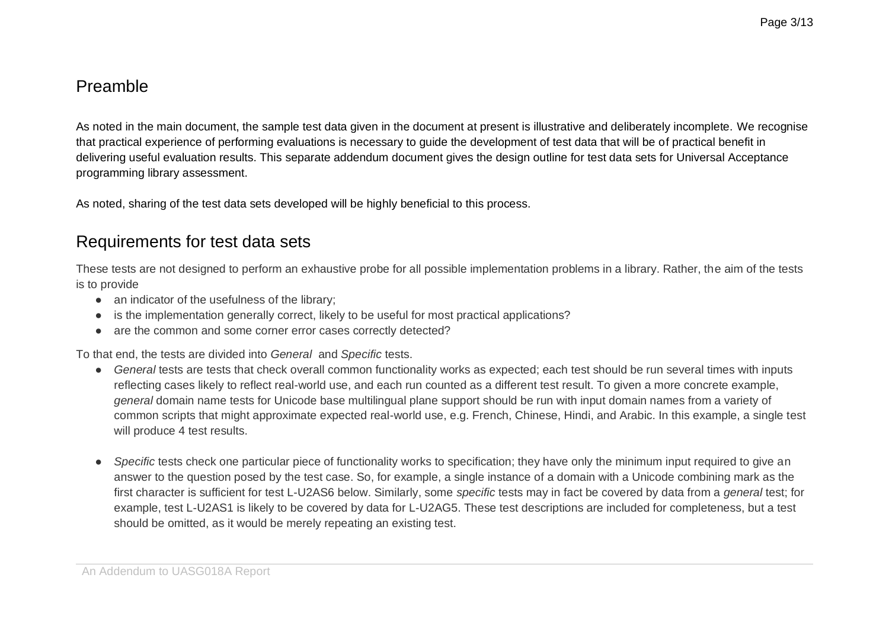## Preamble

As noted in the main document, the sample test data given in the document at present is illustrative and deliberately incomplete. We recognise that practical experience of performing evaluations is necessary to guide the development of test data that will be of practical benefit in delivering useful evaluation results. This separate addendum document gives the design outline for test data sets for Universal Acceptance programming library assessment.

As noted, sharing of the test data sets developed will be highly beneficial to this process.

## Requirements for test data sets

These tests are not designed to perform an exhaustive probe for all possible implementation problems in a library. Rather, the aim of the tests is to provide

- an indicator of the usefulness of the library;
- is the implementation generally correct, likely to be useful for most practical applications?
- are the common and some corner error cases correctly detected?

To that end, the tests are divided into *General* and *Specific* tests.

- *General* tests are tests that check overall common functionality works as expected; each test should be run several times with inputs reflecting cases likely to reflect real-world use, and each run counted as a different test result. To given a more concrete example, *general* domain name tests for Unicode base multilingual plane support should be run with input domain names from a variety of common scripts that might approximate expected real-world use, e.g. French, Chinese, Hindi, and Arabic. In this example, a single test will produce 4 test results.

- *Specific* tests check one particular piece of functionality works to specification; they have only the minimum input required to give an answer to the question posed by the test case. So, for example, a single instance of a domain with a Unicode combining mark as the first character is sufficient for test L-U2AS6 below. Similarly, some *specific* tests may in fact be covered by data from a *general* test; for example, test L-U2AS1 is likely to be covered by data for L-U2AG5. These test descriptions are included for completeness, but a test should be omitted, as it would be merely repeating an existing test.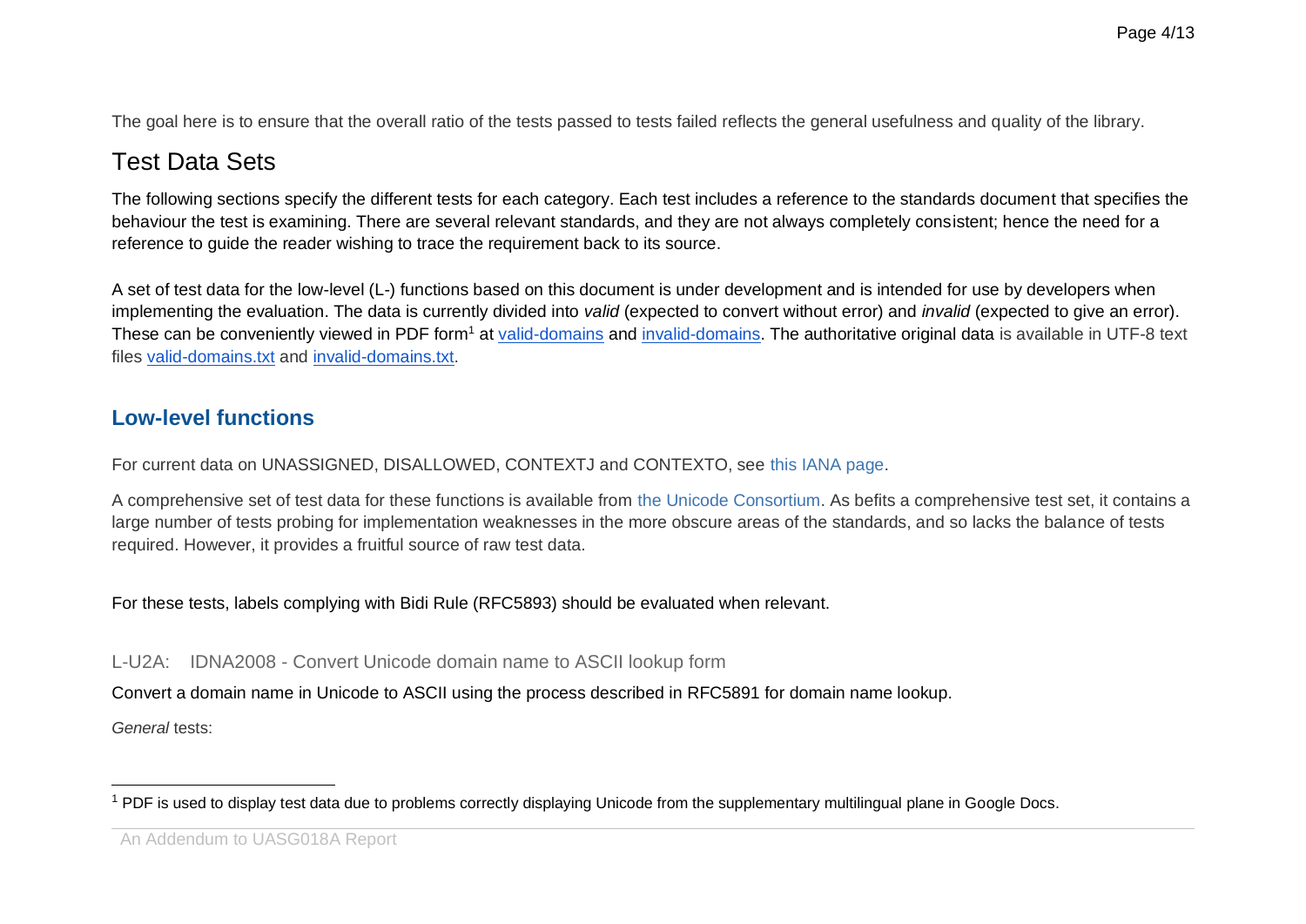The goal here is to ensure that the overall ratio of the tests passed to tests failed reflects the general usefulness and quality of the library.

# Test Data Sets

The following sections specify the different tests for each category. Each test includes a reference to the standards document that specifies the behaviour the test is examining. There are several relevant standards, and they are not always completely consistent; hence the need for a reference to guide the reader wishing to trace the requirement back to its source.

A set of test data for the low-level (L-) functions based on this document is under development and is intended for use by developers when implementing the evaluation. The data is currently divided into *valid* (expected to convert without error) and *invalid* (expected to give an error). These can be conveniently viewed in PDF form[1] at valid-domains and invalid-domains. The authoritative original data is available in UTF-8 text files valid-domains.txt and invalid-domains.txt.

## Low-level functions

For current data on UNASSIGNED, DISALLOWED, CONTEXTJ and CONTEXTO, see this IANA page.

A comprehensive set of test data for these functions is available from the Unicode Consortium. As befits a comprehensive test set, it contains a large number of tests probing for implementation weaknesses in the more obscure areas of the standards, and so lacks the balance of tests required. However, it provides a fruitful source of raw test data.

For these tests, labels complying with Bidi Rule (RFC5893) should be evaluated when relevant.

### L-U2A: IDNA2008 - Convert Unicode domain name to ASCII lookup form

Convert a domain name in Unicode to ASCII using the process described in RFC5891 for domain name lookup.

*General* tests:

[1] PDF is used to display test data due to problems correctly displaying Unicode from the supplementary multilingual plane in Google Docs.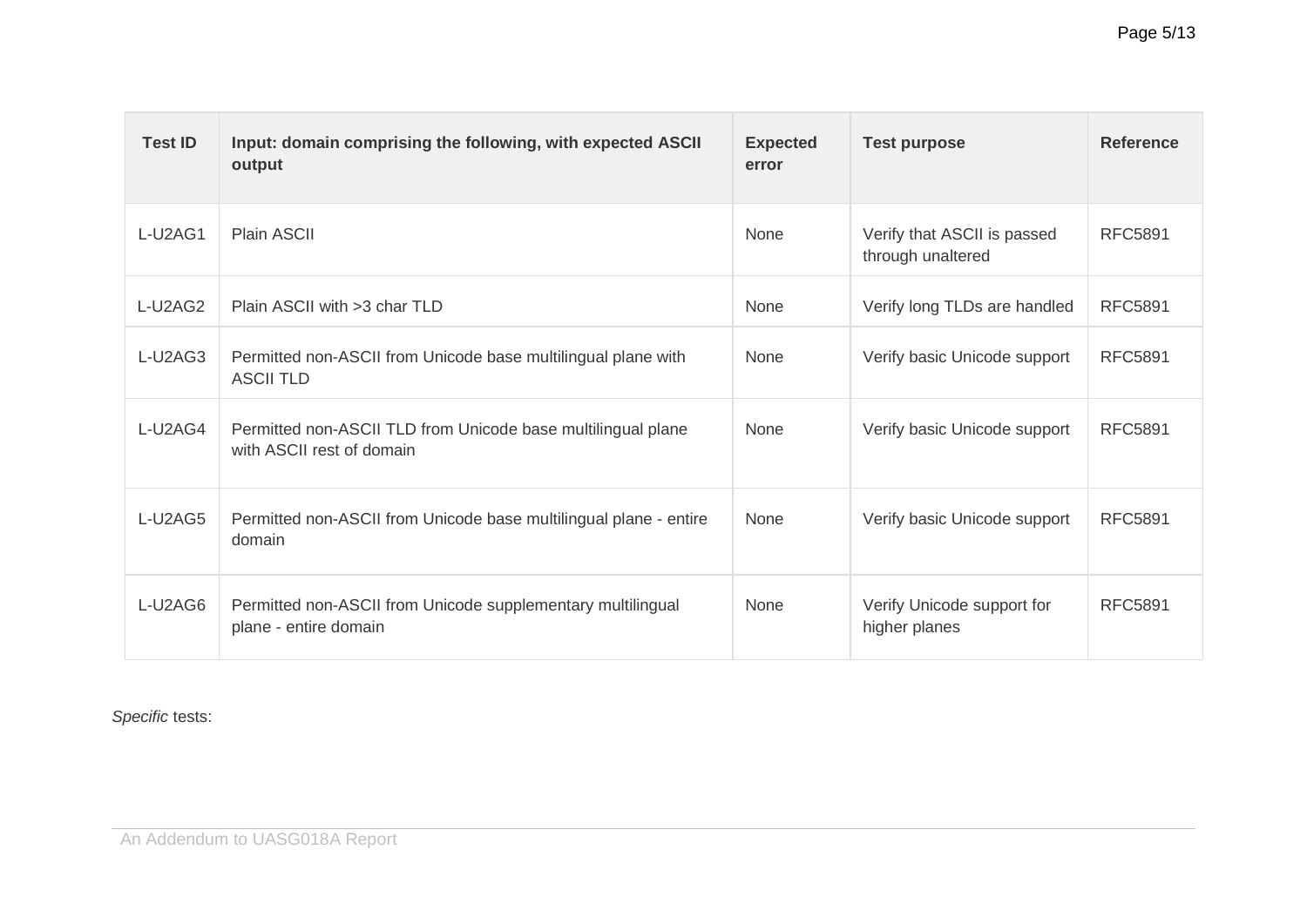| Test ID | Input: domain comprising the following, with expected ASCII output | Expected error | Test purpose | Reference |
|---|---|---|---|---|
| L-U2AG1 | Plain ASCII | None | Verify that ASCII is passed through unaltered | RFC5891 |
| L-U2AG2 | Plain ASCII with >3 char TLD | None | Verify long TLDs are handled | RFC5891 |
| L-U2AG3 | Permitted non-ASCII from Unicode base multilingual plane with ASCII TLD | None | Verify basic Unicode support | RFC5891 |
| L-U2AG4 | Permitted non-ASCII TLD from Unicode base multilingual plane with ASCII rest of domain | None | Verify basic Unicode support | RFC5891 |
| L-U2AG5 | Permitted non-ASCII from Unicode base multilingual plane - entire domain | None | Verify basic Unicode support | RFC5891 |
| L-U2AG6 | Permitted non-ASCII from Unicode supplementary multilingual plane - entire domain | None | Verify Unicode support for higher planes | RFC5891 |

*Specific* tests: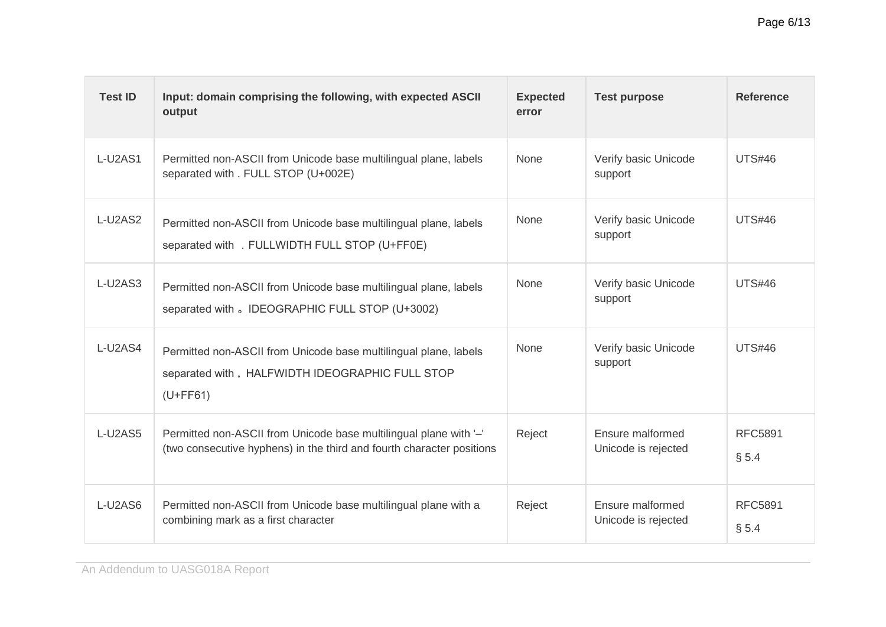| Test ID | Input: domain comprising the following, with expected ASCII output | Expected error | Test purpose | Reference |
|---|---|---|---|---|
| L-U2AS1 | Permitted non-ASCII from Unicode base multilingual plane, labels separated with . FULL STOP (U+002E) | None | Verify basic Unicode support | UTS#46 |
| L-U2AS2 | Permitted non-ASCII from Unicode base multilingual plane, labels separated with ． FULLWIDTH FULL STOP (U+FF0E) | None | Verify basic Unicode support | UTS#46 |
| L-U2AS3 | Permitted non-ASCII from Unicode base multilingual plane, labels separated with 。 IDEOGRAPHIC FULL STOP (U+3002) | None | Verify basic Unicode support | UTS#46 |
| L-U2AS4 | Permitted non-ASCII from Unicode base multilingual plane, labels separated with ｡ HALFWIDTH IDEOGRAPHIC FULL STOP (U+FF61) | None | Verify basic Unicode support | UTS#46 |
| L-U2AS5 | Permitted non-ASCII from Unicode base multilingual plane with '–' (two consecutive hyphens) in the third and fourth character positions | Reject | Ensure malformed Unicode is rejected | RFC5891 § 5.4 |
| L-U2AS6 | Permitted non-ASCII from Unicode base multilingual plane with a combining mark as a first character | Reject | Ensure malformed Unicode is rejected | RFC5891 § 5.4 |

An Addendum to UASG018A Report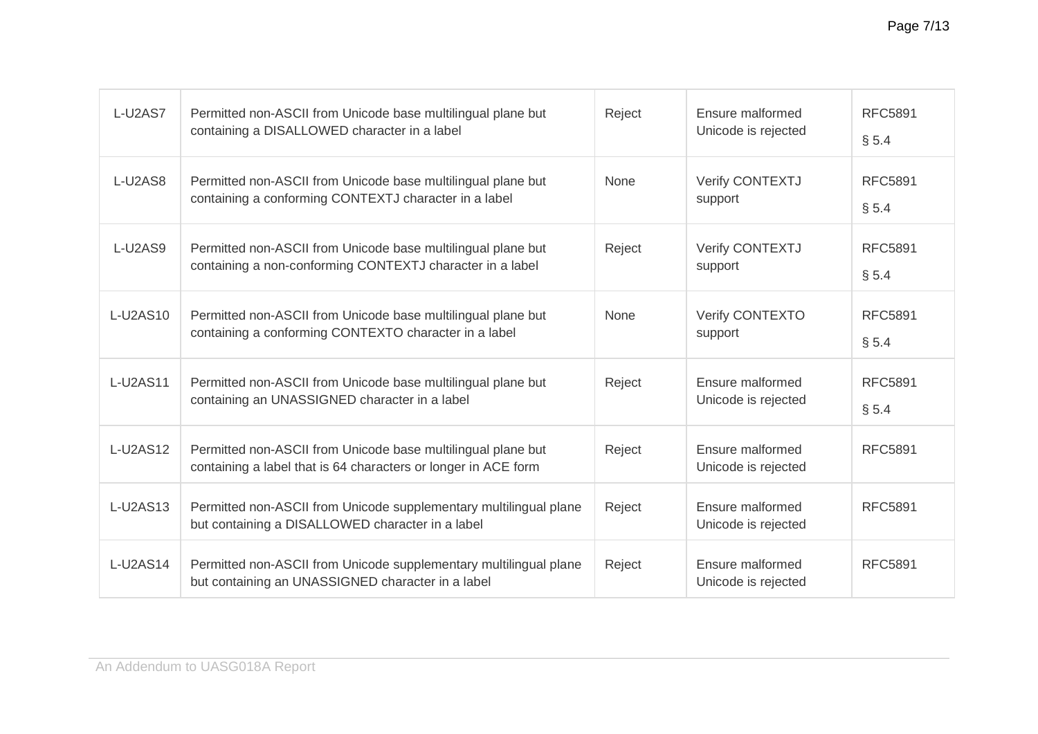| | | | | |
|---|---|---|---|---|
| L-U2AS7 | Permitted non-ASCII from Unicode base multilingual plane but containing a DISALLOWED character in a label | Reject | Ensure malformed Unicode is rejected | RFC5891 § 5.4 |
| L-U2AS8 | Permitted non-ASCII from Unicode base multilingual plane but containing a conforming CONTEXTJ character in a label | None | Verify CONTEXTJ support | RFC5891 § 5.4 |
| L-U2AS9 | Permitted non-ASCII from Unicode base multilingual plane but containing a non-conforming CONTEXTJ character in a label | Reject | Verify CONTEXTJ support | RFC5891 § 5.4 |
| L-U2AS10 | Permitted non-ASCII from Unicode base multilingual plane but containing a conforming CONTEXTO character in a label | None | Verify CONTEXTO support | RFC5891 § 5.4 |
| L-U2AS11 | Permitted non-ASCII from Unicode base multilingual plane but containing an UNASSIGNED character in a label | Reject | Ensure malformed Unicode is rejected | RFC5891 § 5.4 |
| L-U2AS12 | Permitted non-ASCII from Unicode base multilingual plane but containing a label that is 64 characters or longer in ACE form | Reject | Ensure malformed Unicode is rejected | RFC5891 |
| L-U2AS13 | Permitted non-ASCII from Unicode supplementary multilingual plane but containing a DISALLOWED character in a label | Reject | Ensure malformed Unicode is rejected | RFC5891 |
| L-U2AS14 | Permitted non-ASCII from Unicode supplementary multilingual plane but containing an UNASSIGNED character in a label | Reject | Ensure malformed Unicode is rejected | RFC5891 |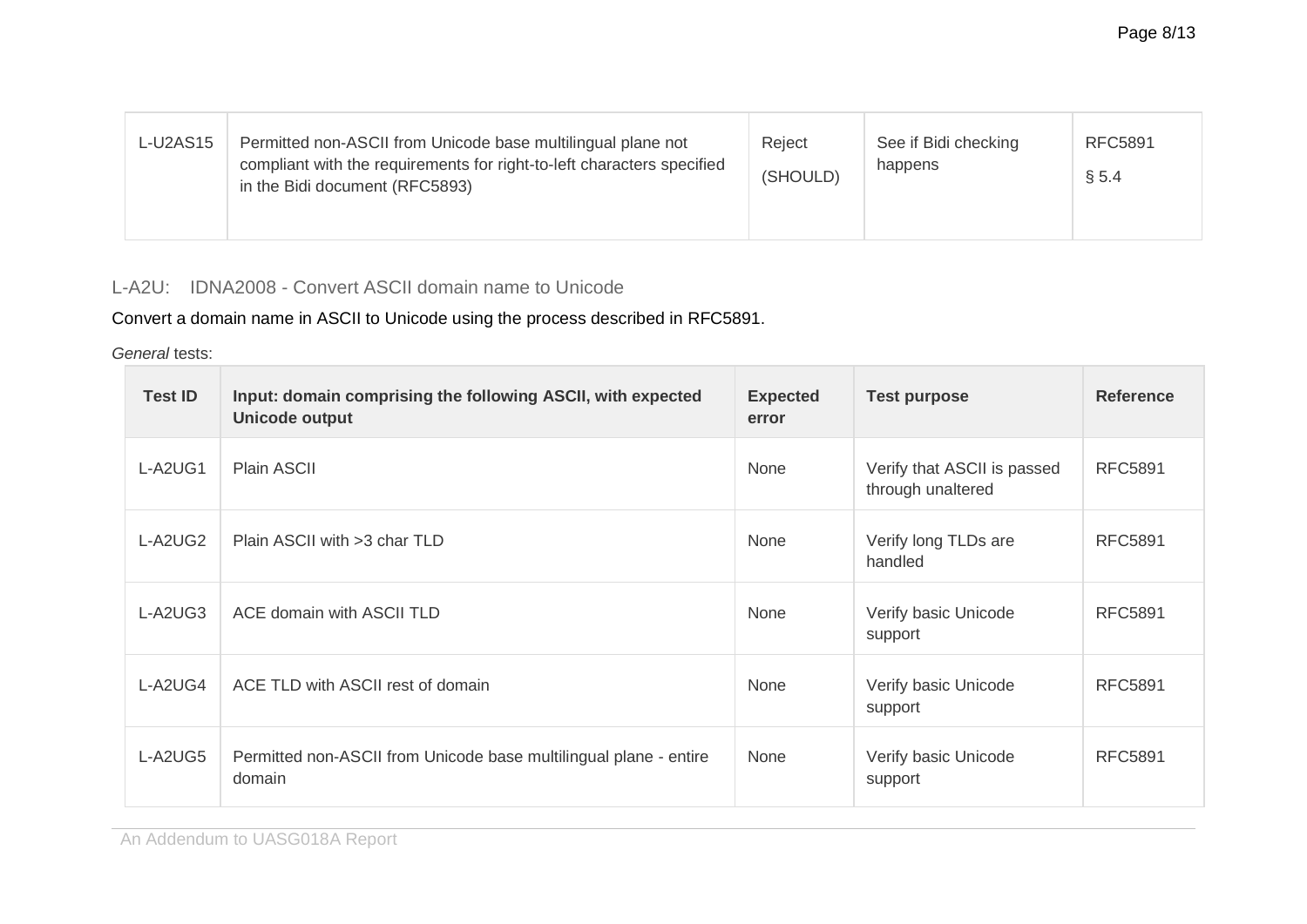| | | | | |
|---|---|---|---|---|
| L-U2AS15 | Permitted non-ASCII from Unicode base multilingual plane not compliant with the requirements for right-to-left characters specified in the Bidi document (RFC5893) | Reject (SHOULD) | See if Bidi checking happens | RFC5891 § 5.4 |

### L-A2U: IDNA2008 - Convert ASCII domain name to Unicode

Convert a domain name in ASCII to Unicode using the process described in RFC5891.

*General* tests:

| Test ID | Input: domain comprising the following ASCII, with expected Unicode output | Expected error | Test purpose | Reference |
|---|---|---|---|---|
| L-A2UG1 | Plain ASCII | None | Verify that ASCII is passed through unaltered | RFC5891 |
| L-A2UG2 | Plain ASCII with >3 char TLD | None | Verify long TLDs are handled | RFC5891 |
| L-A2UG3 | ACE domain with ASCII TLD | None | Verify basic Unicode support | RFC5891 |
| L-A2UG4 | ACE TLD with ASCII rest of domain | None | Verify basic Unicode support | RFC5891 |
| L-A2UG5 | Permitted non-ASCII from Unicode base multilingual plane - entire domain | None | Verify basic Unicode support | RFC5891 |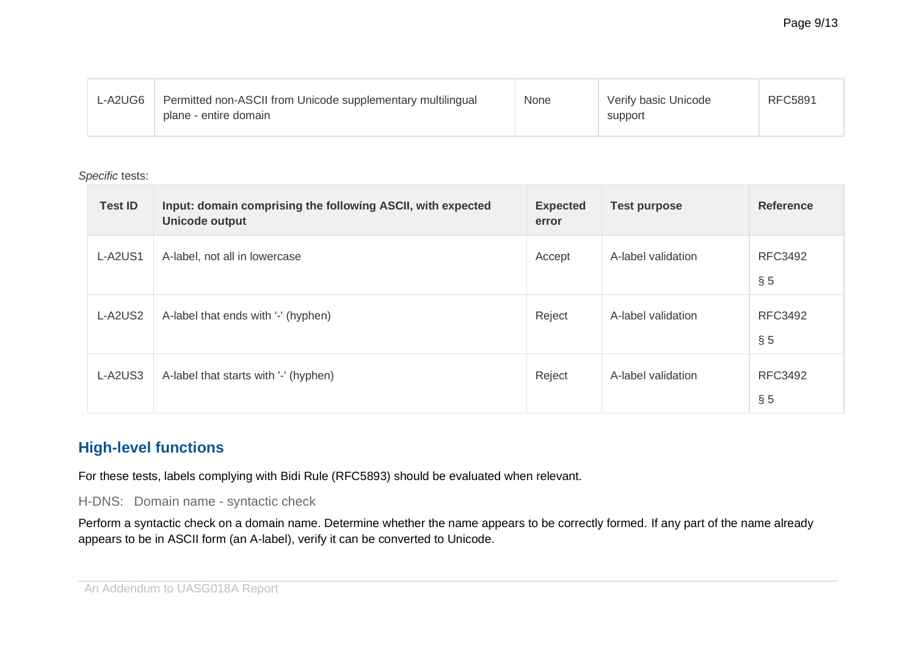| L-A2UG6 | Permitted non-ASCII from Unicode supplementary multilingual plane - entire domain | None | Verify basic Unicode support | RFC5891 |
|---|---|---|---|---|

*Specific* tests:

| Test ID | Input: domain comprising the following ASCII, with expected Unicode output | Expected error | Test purpose | Reference |
|---|---|---|---|---|
| L-A2US1 | A-label, not all in lowercase | Accept | A-label validation | RFC3492 § 5 |
| L-A2US2 | A-label that ends with '-' (hyphen) | Reject | A-label validation | RFC3492 § 5 |
| L-A2US3 | A-label that starts with '-' (hyphen) | Reject | A-label validation | RFC3492 § 5 |

## High-level functions

For these tests, labels complying with Bidi Rule (RFC5893) should be evaluated when relevant.

### H-DNS: Domain name - syntactic check

Perform a syntactic check on a domain name. Determine whether the name appears to be correctly formed. If any part of the name already appears to be in ASCII form (an A-label), verify it can be converted to Unicode.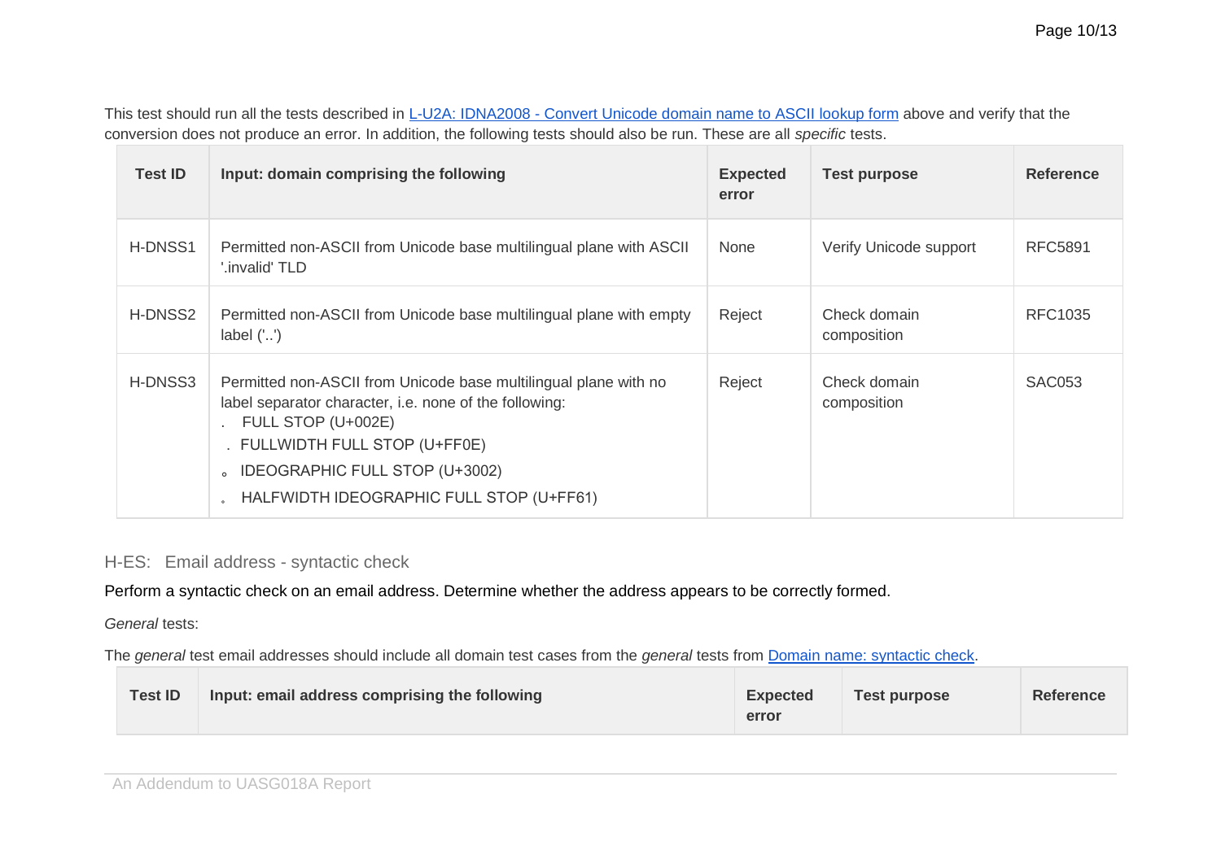This test should run all the tests described in [L-U2A: IDNA2008 - Convert Unicode domain name to ASCII lookup form]() above and verify that the conversion does not produce an error. In addition, the following tests should also be run. These are all *specific* tests.

| Test ID | Input: domain comprising the following | Expected error | Test purpose | Reference |
|---|---|---|---|---|
| H-DNSS1 | Permitted non-ASCII from Unicode base multilingual plane with ASCII '.invalid' TLD | None | Verify Unicode support | RFC5891 |
| H-DNSS2 | Permitted non-ASCII from Unicode base multilingual plane with empty label ('..') | Reject | Check domain composition | RFC1035 |
| H-DNSS3 | Permitted non-ASCII from Unicode base multilingual plane with no label separator character, i.e. none of the following: <br>. FULL STOP (U+002E)<br>． FULLWIDTH FULL STOP (U+FF0E)<br>。 IDEOGRAPHIC FULL STOP (U+3002)<br>｡ HALFWIDTH IDEOGRAPHIC FULL STOP (U+FF61) | Reject | Check domain composition | SAC053 |

## H-ES: Email address - syntactic check

Perform a syntactic check on an email address. Determine whether the address appears to be correctly formed.

*General* tests:

The *general* test email addresses should include all domain test cases from the *general* tests from [Domain name: syntactic check]().

| Test ID | Input: email address comprising the following | Expected error | Test purpose | Reference |
|---|---|---|---|---|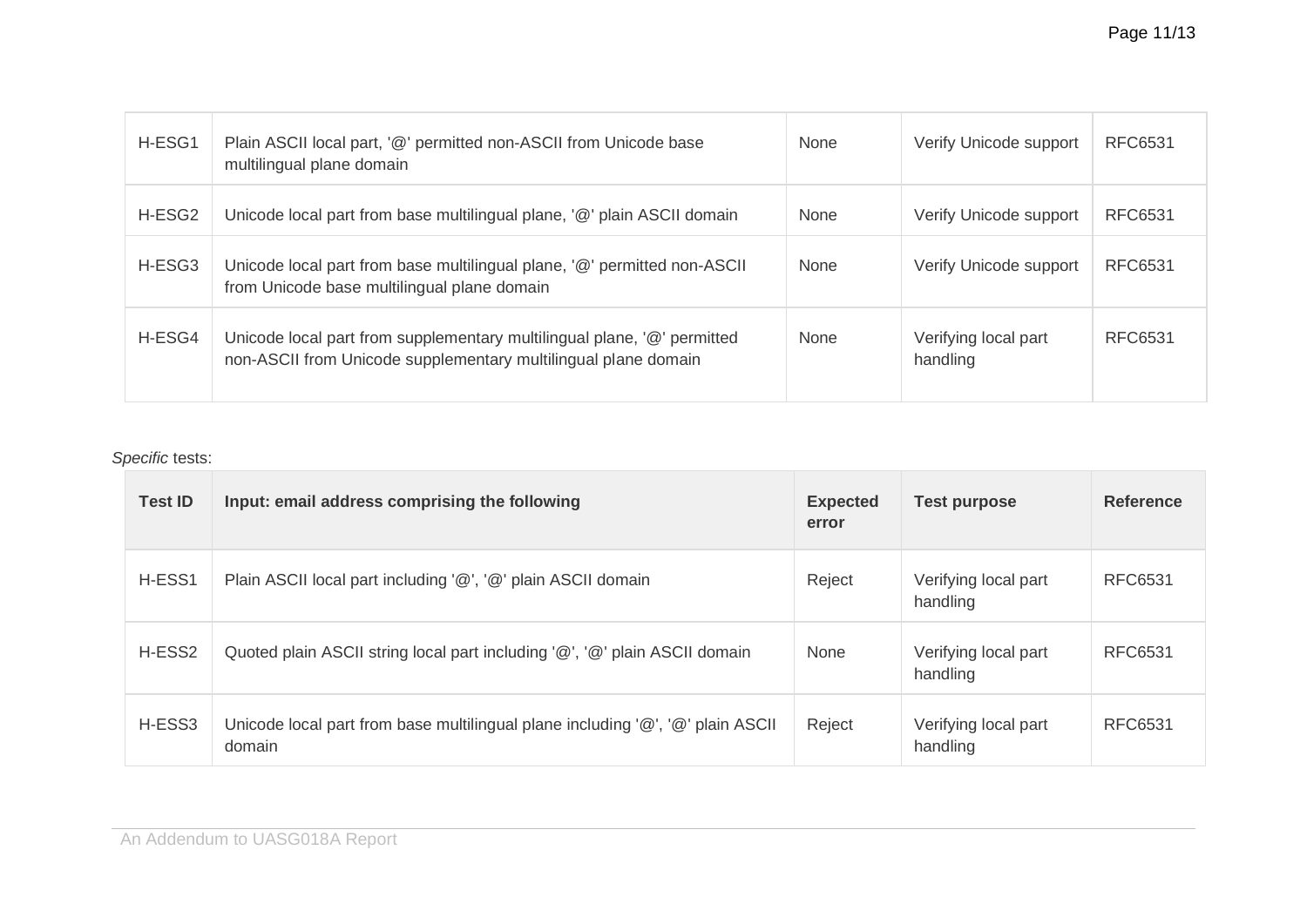| | | | | |
|---|---|---|---|---|
| H-ESG1 | Plain ASCII local part, '@' permitted non-ASCII from Unicode base multilingual plane domain | None | Verify Unicode support | RFC6531 |
| H-ESG2 | Unicode local part from base multilingual plane, '@' plain ASCII domain | None | Verify Unicode support | RFC6531 |
| H-ESG3 | Unicode local part from base multilingual plane, '@' permitted non-ASCII from Unicode base multilingual plane domain | None | Verify Unicode support | RFC6531 |
| H-ESG4 | Unicode local part from supplementary multilingual plane, '@' permitted non-ASCII from Unicode supplementary multilingual plane domain | None | Verifying local part handling | RFC6531 |

*Specific* tests:

| Test ID | Input: email address comprising the following | Expected error | Test purpose | Reference |
|---|---|---|---|---|
| H-ESS1 | Plain ASCII local part including '@', '@' plain ASCII domain | Reject | Verifying local part handling | RFC6531 |
| H-ESS2 | Quoted plain ASCII string local part including '@', '@' plain ASCII domain | None | Verifying local part handling | RFC6531 |
| H-ESS3 | Unicode local part from base multilingual plane including '@', '@' plain ASCII domain | Reject | Verifying local part handling | RFC6531 |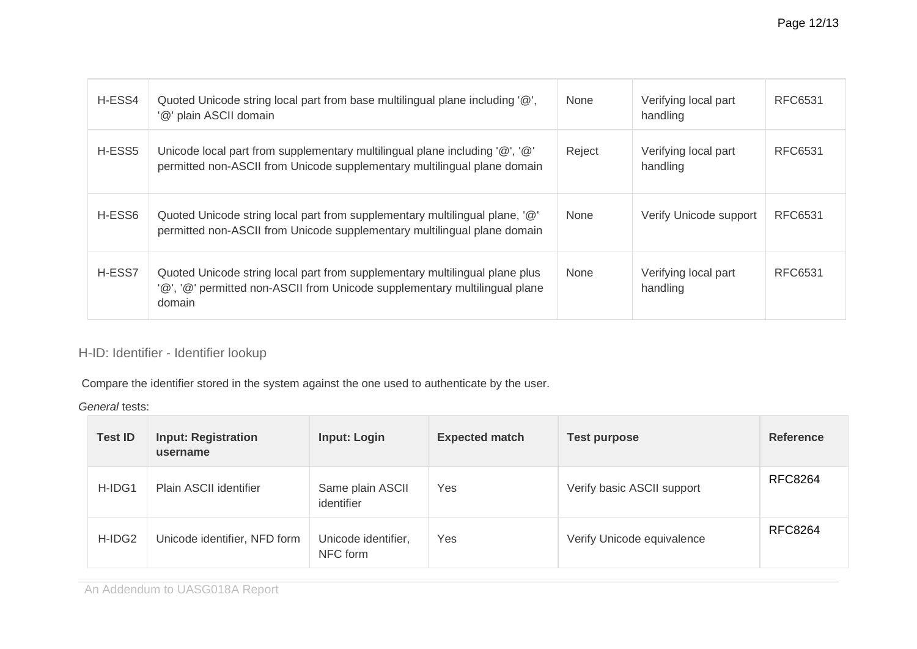| | | | | |
|---|---|---|---|---|
| H-ESS4 | Quoted Unicode string local part from base multilingual plane including '@', '@' plain ASCII domain | None | Verifying local part handling | RFC6531 |
| H-ESS5 | Unicode local part from supplementary multilingual plane including '@', '@' permitted non-ASCII from Unicode supplementary multilingual plane domain | Reject | Verifying local part handling | RFC6531 |
| H-ESS6 | Quoted Unicode string local part from supplementary multilingual plane, '@' permitted non-ASCII from Unicode supplementary multilingual plane domain | None | Verify Unicode support | RFC6531 |
| H-ESS7 | Quoted Unicode string local part from supplementary multilingual plane plus '@', '@' permitted non-ASCII from Unicode supplementary multilingual plane domain | None | Verifying local part handling | RFC6531 |

## H-ID: Identifier - Identifier lookup

Compare the identifier stored in the system against the one used to authenticate by the user.

*General* tests:

| Test ID | Input: Registration username | Input: Login | Expected match | Test purpose | Reference |
|---|---|---|---|---|---|
| H-IDG1 | Plain ASCII identifier | Same plain ASCII identifier | Yes | Verify basic ASCII support | RFC8264 |
| H-IDG2 | Unicode identifier, NFD form | Unicode identifier, NFC form | Yes | Verify Unicode equivalence | RFC8264 |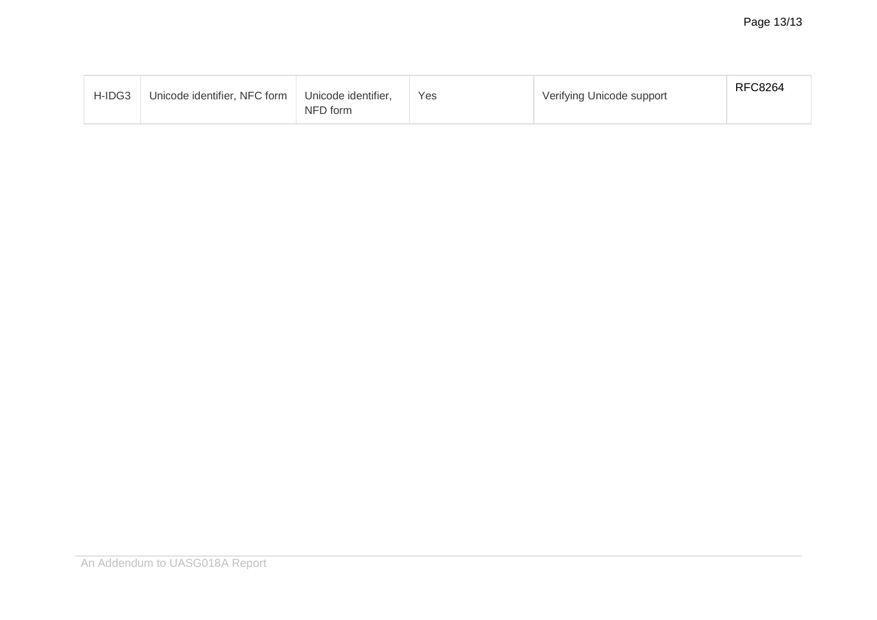| | | | | | |
|---|---|---|---|---|---|
| H-IDG3 | Unicode identifier, NFC form | Unicode identifier, NFD form | Yes | Verifying Unicode support | RFC8264 |